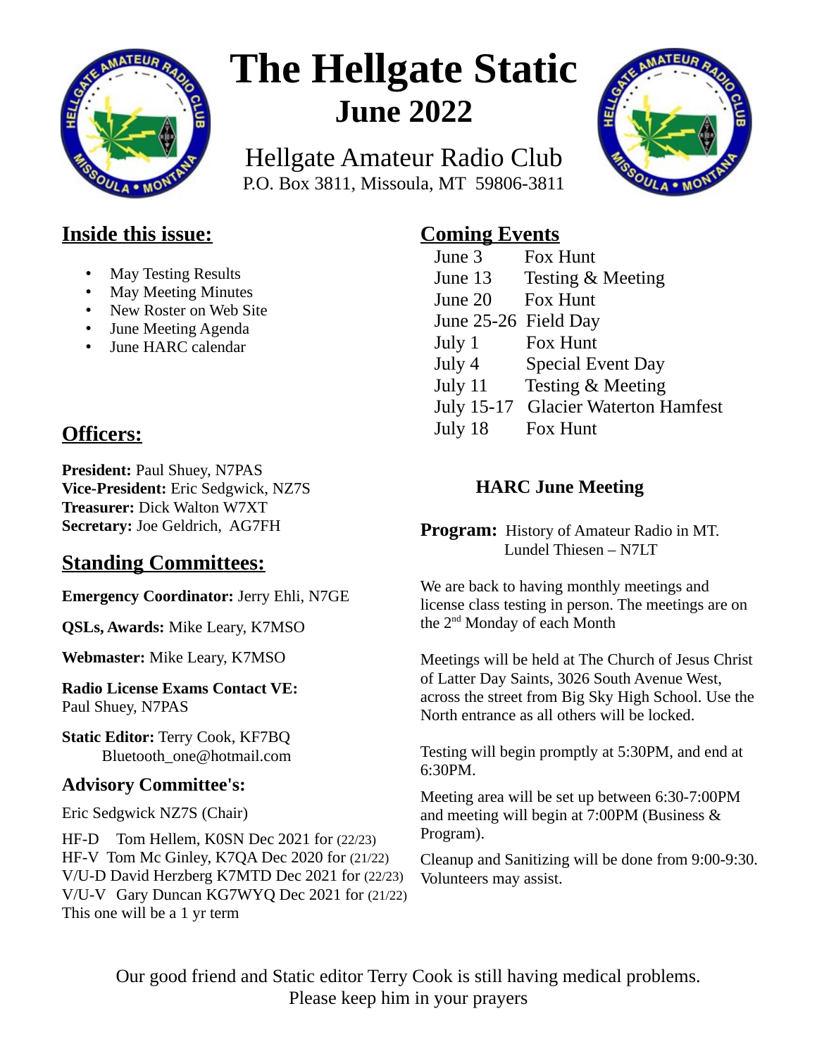# The Hellgate Static

## June 2022

Hellgate Amateur Radio Club
P.O. Box 3811, Missoula, MT 59806-3811

## Inside this issue:

- May Testing Results
- May Meeting Minutes
- New Roster on Web Site
- June Meeting Agenda
- June HARC calendar

## Officers:

**President:** Paul Shuey, N7PAS
**Vice-President:** Eric Sedgwick, NZ7S
**Treasurer:** Dick Walton W7XT
**Secretary:** Joe Geldrich, AG7FH

## Standing Committees:

**Emergency Coordinator:** Jerry Ehli, N7GE

**QSLs, Awards:** Mike Leary, K7MSO

**Webmaster:** Mike Leary, K7MSO

**Radio License Exams Contact VE:**
Paul Shuey, N7PAS

**Static Editor:** Terry Cook, KF7BQ
Bluetooth_one@hotmail.com

### Advisory Committee's:

Eric Sedgwick NZ7S (Chair)

HF-D Tom Hellem, K0SN Dec 2021 for (22/23)
HF-V Tom Mc Ginley, K7QA Dec 2020 for (21/22)
V/U-D David Herzberg K7MTD Dec 2021 for (22/23)
V/U-V Gary Duncan KG7WYQ Dec 2021 for (21/22)
This one will be a 1 yr term

## Coming Events

| | |
|---|---|
| June 3 | Fox Hunt |
| June 13 | Testing & Meeting |
| June 20 | Fox Hunt |
| June 25-26 | Field Day |
| July 1 | Fox Hunt |
| July 4 | Special Event Day |
| July 11 | Testing & Meeting |
| July 15-17 | Glacier Waterton Hamfest |
| July 18 | Fox Hunt |

### HARC June Meeting

**Program:** History of Amateur Radio in MT.
Lundel Thiesen – N7LT

We are back to having monthly meetings and license class testing in person. The meetings are on the 2nd Monday of each Month

Meetings will be held at The Church of Jesus Christ of Latter Day Saints, 3026 South Avenue West, across the street from Big Sky High School. Use the North entrance as all others will be locked.

Testing will begin promptly at 5:30PM, and end at 6:30PM.

Meeting area will be set up between 6:30-7:00PM and meeting will begin at 7:00PM (Business & Program).

Cleanup and Sanitizing will be done from 9:00-9:30. Volunteers may assist.

Our good friend and Static editor Terry Cook is still having medical problems. Please keep him in your prayers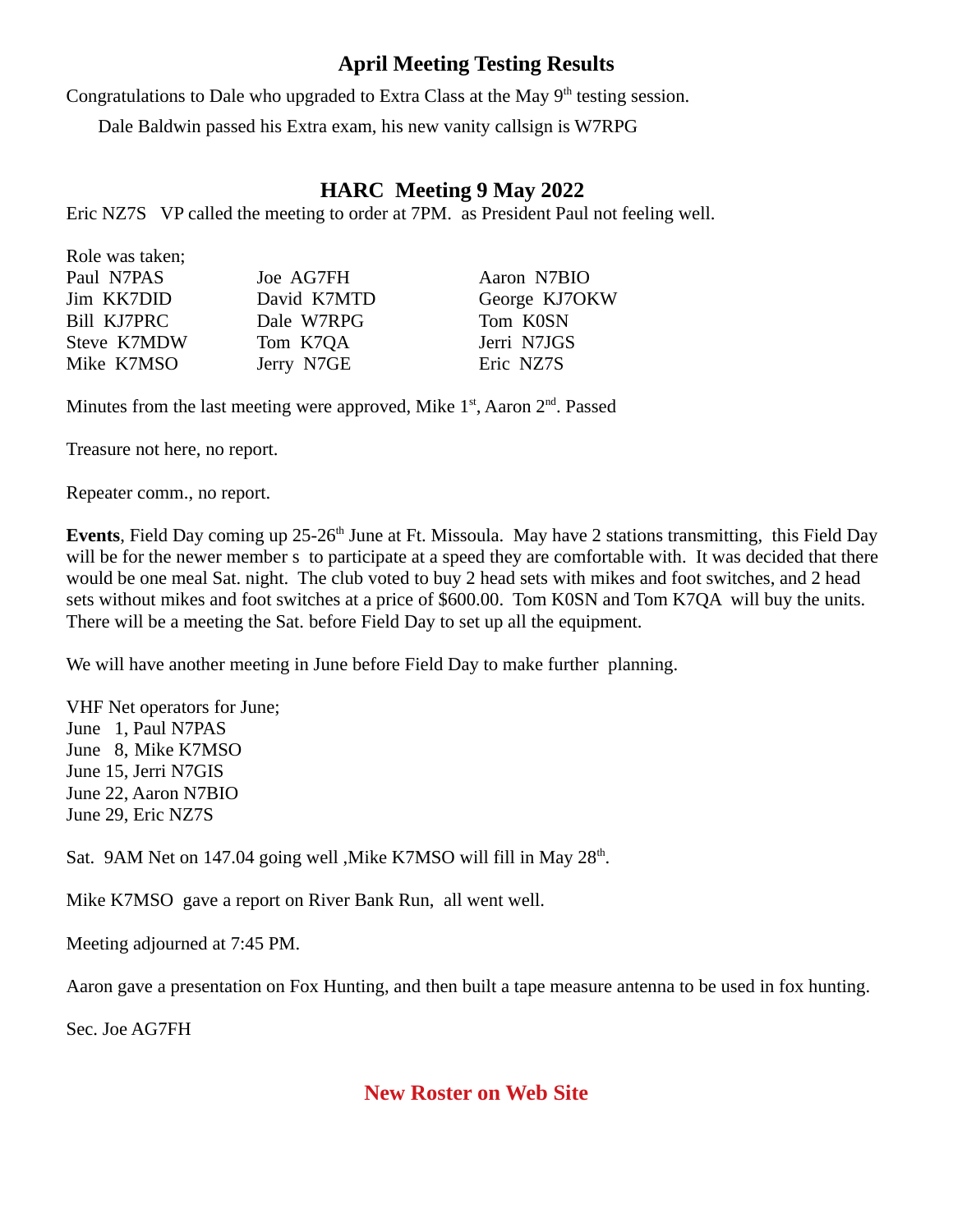## April Meeting Testing Results

Congratulations to Dale who upgraded to Extra Class at the May 9th testing session.

Dale Baldwin passed his Extra exam, his new vanity callsign is W7RPG

## HARC Meeting 9 May 2022

Eric NZ7S VP called the meeting to order at 7PM. as President Paul not feeling well.

Role was taken;

| | | |
|---|---|---|
| Paul N7PAS | Joe AG7FH | Aaron N7BIO |
| Jim KK7DID | David K7MTD | George KJ7OKW |
| Bill KJ7PRC | Dale W7RPG | Tom K0SN |
| Steve K7MDW | Tom K7QA | Jerri N7JGS |
| Mike K7MSO | Jerry N7GE | Eric NZ7S |

Minutes from the last meeting were approved, Mike 1st, Aaron 2nd. Passed

Treasure not here, no report.

Repeater comm., no report.

**Events**, Field Day coming up 25-26th June at Ft. Missoula. May have 2 stations transmitting, this Field Day will be for the newer member s to participate at a speed they are comfortable with. It was decided that there would be one meal Sat. night. The club voted to buy 2 head sets with mikes and foot switches, and 2 head sets without mikes and foot switches at a price of $600.00. Tom K0SN and Tom K7QA will buy the units. There will be a meeting the Sat. before Field Day to set up all the equipment.

We will have another meeting in June before Field Day to make further planning.

VHF Net operators for June;
June 1, Paul N7PAS
June 8, Mike K7MSO
June 15, Jerri N7GIS
June 22, Aaron N7BIO
June 29, Eric NZ7S

Sat. 9AM Net on 147.04 going well ,Mike K7MSO will fill in May 28th.

Mike K7MSO gave a report on River Bank Run, all went well.

Meeting adjourned at 7:45 PM.

Aaron gave a presentation on Fox Hunting, and then built a tape measure antenna to be used in fox hunting.

Sec. Joe AG7FH

## New Roster on Web Site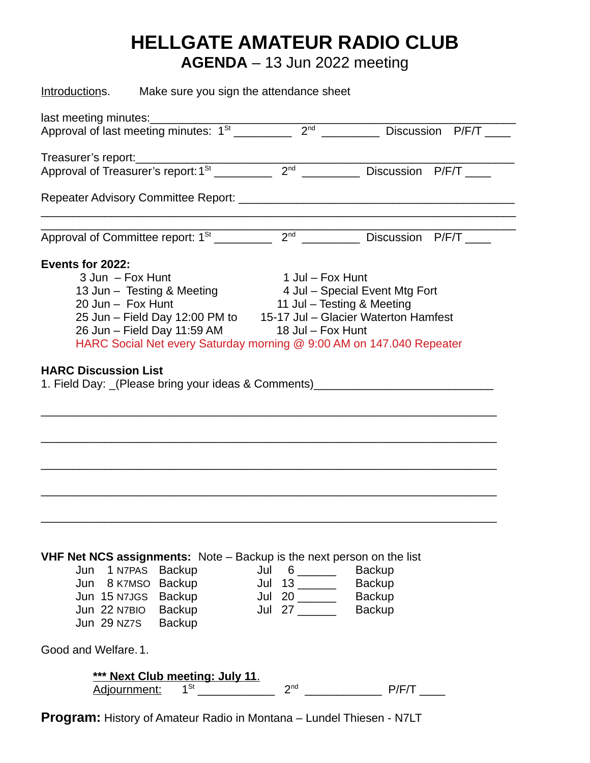# HELLGATE AMATEUR RADIO CLUB

## **AGENDA** – 13 Jun 2022 meeting

Introductions. Make sure you sign the attendance sheet

last meeting minutes:_______________________________________________________________

Approval of last meeting minutes: 1St _________ 2nd _________ Discussion P/F/T ____

Treasurer's report:_______________________________________________________________

Approval of Treasurer's report: 1St _________ 2nd _________ Discussion P/F/T ____

Repeater Advisory Committee Report: ______________________________________________

_______________________________________________________________________________

Approval of Committee report: 1St _________ 2nd _________ Discussion P/F/T ____

**Events for 2022:**

| | |
|---|---|
| 3 Jun – Fox Hunt | 1 Jul – Fox Hunt |
| 13 Jun – Testing & Meeting | 4 Jul – Special Event Mtg Fort |
| 20 Jun – Fox Hunt | 11 Jul – Testing & Meeting |
| 25 Jun – Field Day 12:00 PM to | 15-17 Jul – Glacier Waterton Hamfest |
| 26 Jun – Field Day 11:59 AM | 18 Jul – Fox Hunt |

HARC Social Net every Saturday morning @ 9:00 AM on 147.040 Repeater

**HARC Discussion List**

1. Field Day: _(Please bring your ideas & Comments)___________________________

_______________________________________________________________________________

_______________________________________________________________________________

_______________________________________________________________________________

_______________________________________________________________________________

_______________________________________________________________________________

**VHF Net NCS assignments:** Note – Backup is the next person on the list

| | | | | | | |
|---|---|---|---|---|---|---|
| Jun | 1 N7PAS | Backup | | Jul | 6 ______ | Backup |
| Jun | 8 K7MSO | Backup | | Jul | 13 ______ | Backup |
| Jun | 15 N7JGS | Backup | | Jul | 20 ______ | Backup |
| Jun | 22 N7BIO | Backup | | Jul | 27 ______ | Backup |
| Jun | 29 NZ7S | Backup | | | | |

Good and Welfare. 1.

**\*\*\* Next Club meeting: July 11.**

Adjournment: 1St ____________ 2nd ____________ P/F/T ____

**Program:** History of Amateur Radio in Montana – Lundel Thiesen - N7LT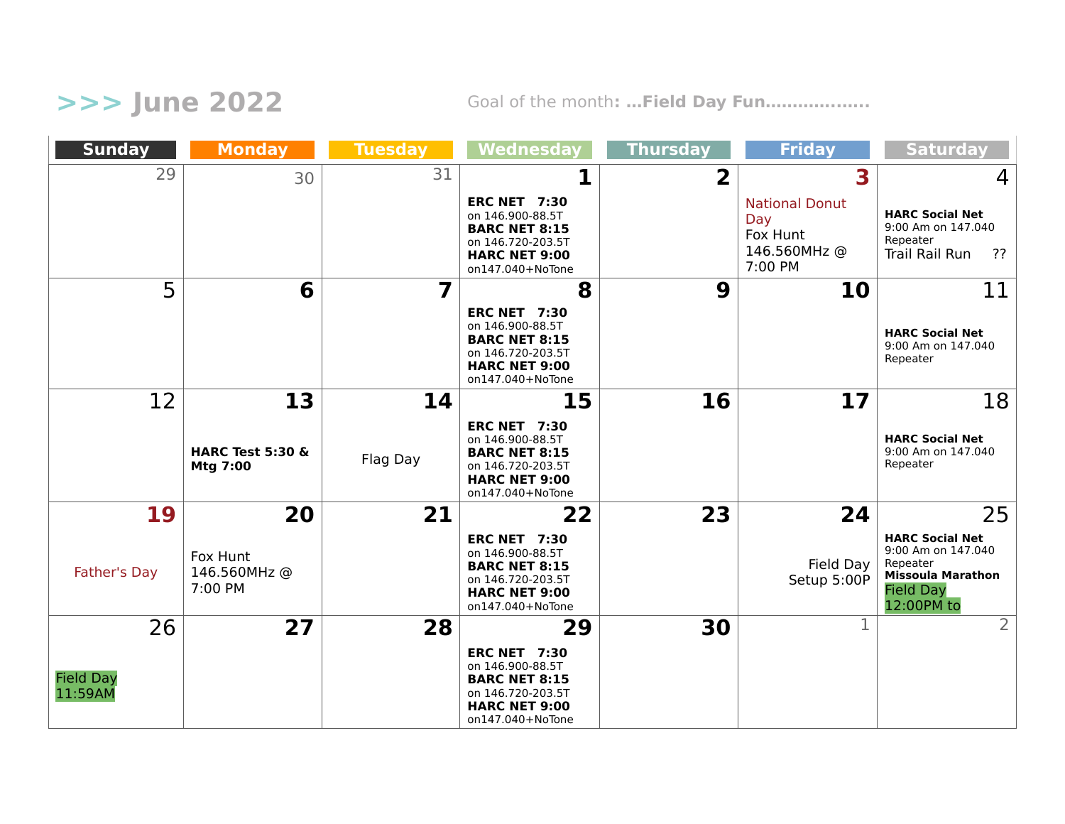# >>> June 2022

Goal of the month: **…Field Day Fun………………**

| Sunday | Monday | Tuesday | Wednesday | Thursday | Friday | Saturday |
|---|---|---|---|---|---|---|
| 29 | 30 | 31 | **1**<br>**ERC NET 7:30** on 146.900-88.5T<br>**BARC NET 8:15** on 146.720-203.5T<br>**HARC NET 9:00** on147.040+NoTone | **2** | **3**<br>National Donut Day<br>Fox Hunt 146.560MHz @ 7:00 PM | 4<br>**HARC Social Net** 9:00 Am on 147.040 Repeater<br>Trail Rail Run ?? |
| 5 | **6** | **7** | **8**<br>**ERC NET 7:30** on 146.900-88.5T<br>**BARC NET 8:15** on 146.720-203.5T<br>**HARC NET 9:00** on147.040+NoTone | **9** | **10** | 11<br>**HARC Social Net** 9:00 Am on 147.040 Repeater |
| 12 | **13**<br>**HARC Test 5:30 & Mtg 7:00** | **14**<br>Flag Day | **15**<br>**ERC NET 7:30** on 146.900-88.5T<br>**BARC NET 8:15** on 146.720-203.5T<br>**HARC NET 9:00** on147.040+NoTone | **16** | **17** | 18<br>**HARC Social Net** 9:00 Am on 147.040 Repeater |
| **19**<br>Father's Day | **20**<br>Fox Hunt 146.560MHz @ 7:00 PM | **21** | **22**<br>**ERC NET 7:30** on 146.900-88.5T<br>**BARC NET 8:15** on 146.720-203.5T<br>**HARC NET 9:00** on147.040+NoTone | **23** | **24**<br>Field Day Setup 5:00P | 25<br>**HARC Social Net** 9:00 Am on 147.040 Repeater<br>**Missoula Marathon**<br>Field Day 12:00PM to |
| 26<br>Field Day 11:59AM | **27** | **28** | **29**<br>**ERC NET 7:30** on 146.900-88.5T<br>**BARC NET 8:15** on 146.720-203.5T<br>**HARC NET 9:00** on147.040+NoTone | **30** | 1 | 2 |